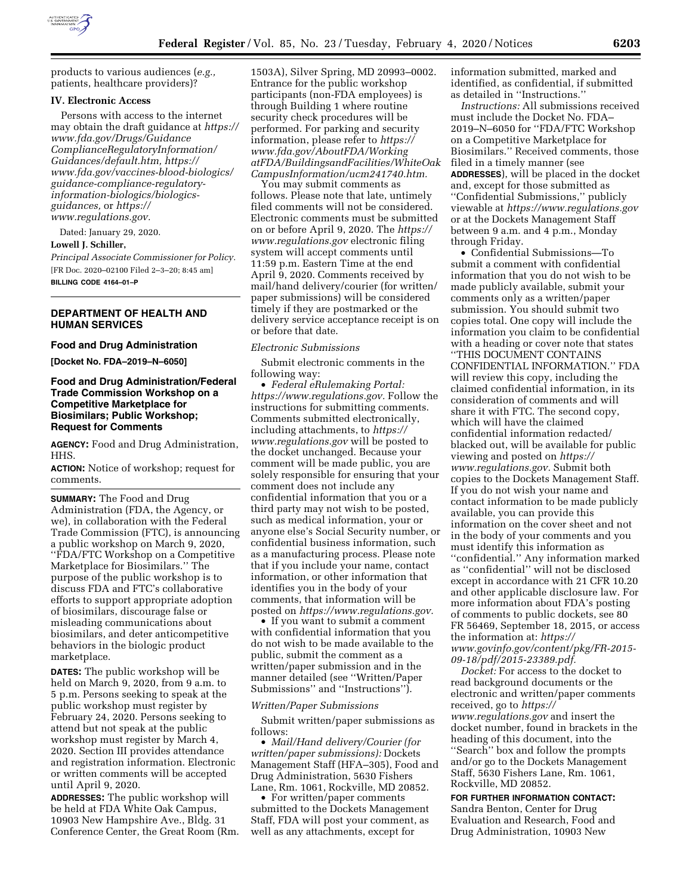products to various audiences (*e.g.,* patients, healthcare providers)?

### IV. Electronic Access

Persons with access to the internet may obtain the draft guidance at *https://www.fda.gov/Drugs/GuidanceComplianceRegulatoryInformation/Guidances/default.htm, https://www.fda.gov/vaccines-blood-biologics/guidance-compliance-regulatory-information-biologics/biologics-guidances,* or *https://www.regulations.gov.*

Dated: January 29, 2020.

**Lowell J. Schiller,**

*Principal Associate Commissioner for Policy.*

[FR Doc. 2020–02100 Filed 2–3–20; 8:45 am]

**BILLING CODE 4164–01–P**

---

## DEPARTMENT OF HEALTH AND HUMAN SERVICES

### Food and Drug Administration

**[Docket No. FDA–2019–N–6050]**

### Food and Drug Administration/Federal Trade Commission Workshop on a Competitive Marketplace for Biosimilars; Public Workshop; Request for Comments

**AGENCY:** Food and Drug Administration, HHS.

**ACTION:** Notice of workshop; request for comments.

**SUMMARY:** The Food and Drug Administration (FDA, the Agency, or we), in collaboration with the Federal Trade Commission (FTC), is announcing a public workshop on March 9, 2020, ''FDA/FTC Workshop on a Competitive Marketplace for Biosimilars.'' The purpose of the public workshop is to discuss FDA and FTC's collaborative efforts to support appropriate adoption of biosimilars, discourage false or misleading communications about biosimilars, and deter anticompetitive behaviors in the biologic product marketplace.

**DATES:** The public workshop will be held on March 9, 2020, from 9 a.m. to 5 p.m. Persons seeking to speak at the public workshop must register by February 24, 2020. Persons seeking to attend but not speak at the public workshop must register by March 4, 2020. Section III provides attendance and registration information. Electronic or written comments will be accepted until April 9, 2020.

**ADDRESSES:** The public workshop will be held at FDA White Oak Campus, 10903 New Hampshire Ave., Bldg. 31 Conference Center, the Great Room (Rm. 1503A), Silver Spring, MD 20993–0002. Entrance for the public workshop participants (non-FDA employees) is through Building 1 where routine security check procedures will be performed. For parking and security information, please refer to *https://www.fda.gov/AboutFDA/WorkingatFDA/BuildingsandFacilities/WhiteOakCampusInformation/ucm241740.htm.*

You may submit comments as follows. Please note that late, untimely filed comments will not be considered. Electronic comments must be submitted on or before April 9, 2020. The *https://www.regulations.gov* electronic filing system will accept comments until 11:59 p.m. Eastern Time at the end April 9, 2020. Comments received by mail/hand delivery/courier (for written/paper submissions) will be considered timely if they are postmarked or the delivery service acceptance receipt is on or before that date.

*Electronic Submissions*

Submit electronic comments in the following way:

- *Federal eRulemaking Portal: https://www.regulations.gov.* Follow the instructions for submitting comments. Comments submitted electronically, including attachments, to *https://www.regulations.gov* will be posted to the docket unchanged. Because your comment will be made public, you are solely responsible for ensuring that your comment does not include any confidential information that you or a third party may not wish to be posted, such as medical information, your or anyone else's Social Security number, or confidential business information, such as a manufacturing process. Please note that if you include your name, contact information, or other information that identifies you in the body of your comments, that information will be posted on *https://www.regulations.gov.*
- If you want to submit a comment with confidential information that you do not wish to be made available to the public, submit the comment as a written/paper submission and in the manner detailed (see ''Written/Paper Submissions'' and ''Instructions'').

*Written/Paper Submissions*

Submit written/paper submissions as follows:

- *Mail/Hand delivery/Courier (for written/paper submissions):* Dockets Management Staff (HFA–305), Food and Drug Administration, 5630 Fishers Lane, Rm. 1061, Rockville, MD 20852.
- For written/paper comments submitted to the Dockets Management Staff, FDA will post your comment, as well as any attachments, except for information submitted, marked and identified, as confidential, if submitted as detailed in ''Instructions.''

*Instructions:* All submissions received must include the Docket No. FDA–2019–N–6050 for ''FDA/FTC Workshop on a Competitive Marketplace for Biosimilars.'' Received comments, those filed in a timely manner (see **ADDRESSES**), will be placed in the docket and, except for those submitted as ''Confidential Submissions,'' publicly viewable at *https://www.regulations.gov* or at the Dockets Management Staff between 9 a.m. and 4 p.m., Monday through Friday.

- Confidential Submissions—To submit a comment with confidential information that you do not wish to be made publicly available, submit your comments only as a written/paper submission. You should submit two copies total. One copy will include the information you claim to be confidential with a heading or cover note that states ''THIS DOCUMENT CONTAINS CONFIDENTIAL INFORMATION.'' FDA will review this copy, including the claimed confidential information, in its consideration of comments and will share it with FTC. The second copy, which will have the claimed confidential information redacted/blacked out, will be available for public viewing and posted on *https://www.regulations.gov.* Submit both copies to the Dockets Management Staff. If you do not wish your name and contact information to be made publicly available, you can provide this information on the cover sheet and not in the body of your comments and you must identify this information as ''confidential.'' Any information marked as ''confidential'' will not be disclosed except in accordance with 21 CFR 10.20 and other applicable disclosure law. For more information about FDA's posting of comments to public dockets, see 80 FR 56469, September 18, 2015, or access the information at: *https://www.govinfo.gov/content/pkg/FR-2015-09-18/pdf/2015-23389.pdf.*

*Docket:* For access to the docket to read background documents or the electronic and written/paper comments received, go to *https://www.regulations.gov* and insert the docket number, found in brackets in the heading of this document, into the ''Search'' box and follow the prompts and/or go to the Dockets Management Staff, 5630 Fishers Lane, Rm. 1061, Rockville, MD 20852.

**FOR FURTHER INFORMATION CONTACT:** Sandra Benton, Center for Drug Evaluation and Research, Food and Drug Administration, 10903 New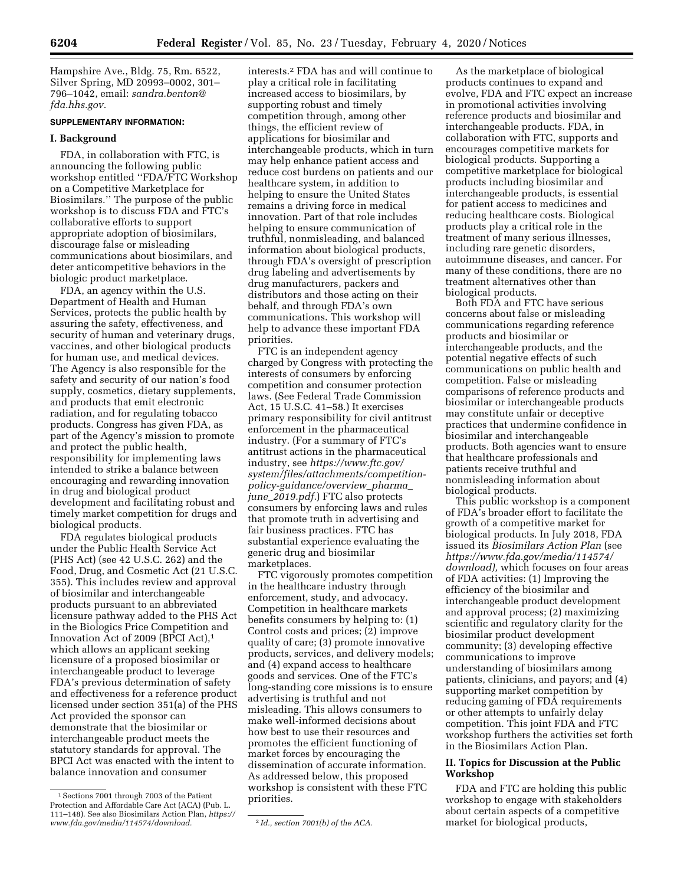Hampshire Ave., Bldg. 75, Rm. 6522, Silver Spring, MD 20993–0002, 301–796–1042, email: *sandra.benton@fda.hhs.gov.*

**SUPPLEMENTARY INFORMATION:**

**I. Background**

FDA, in collaboration with FTC, is announcing the following public workshop entitled ''FDA/FTC Workshop on a Competitive Marketplace for Biosimilars.'' The purpose of the public workshop is to discuss FDA and FTC's collaborative efforts to support appropriate adoption of biosimilars, discourage false or misleading communications about biosimilars, and deter anticompetitive behaviors in the biologic product marketplace.

FDA, an agency within the U.S. Department of Health and Human Services, protects the public health by assuring the safety, effectiveness, and security of human and veterinary drugs, vaccines, and other biological products for human use, and medical devices. The Agency is also responsible for the safety and security of our nation's food supply, cosmetics, dietary supplements, and products that emit electronic radiation, and for regulating tobacco products. Congress has given FDA, as part of the Agency's mission to promote and protect the public health, responsibility for implementing laws intended to strike a balance between encouraging and rewarding innovation in drug and biological product development and facilitating robust and timely market competition for drugs and biological products.

FDA regulates biological products under the Public Health Service Act (PHS Act) (see 42 U.S.C. 262) and the Food, Drug, and Cosmetic Act (21 U.S.C. 355). This includes review and approval of biosimilar and interchangeable products pursuant to an abbreviated licensure pathway added to the PHS Act in the Biologics Price Competition and Innovation Act of 2009 (BPCI Act),[1] which allows an applicant seeking licensure of a proposed biosimilar or interchangeable product to leverage FDA's previous determination of safety and effectiveness for a reference product licensed under section 351(a) of the PHS Act provided the sponsor can demonstrate that the biosimilar or interchangeable product meets the statutory standards for approval. The BPCI Act was enacted with the intent to balance innovation and consumer interests.[2] FDA has and will continue to play a critical role in facilitating increased access to biosimilars, by supporting robust and timely competition through, among other things, the efficient review of applications for biosimilar and interchangeable products, which in turn may help enhance patient access and reduce cost burdens on patients and our healthcare system, in addition to helping to ensure the United States remains a driving force in medical innovation. Part of that role includes helping to ensure communication of truthful, nonmisleading, and balanced information about biological products, through FDA's oversight of prescription drug labeling and advertisements by drug manufacturers, packers and distributors and those acting on their behalf, and through FDA's own communications. This workshop will help to advance these important FDA priorities.

FTC is an independent agency charged by Congress with protecting the interests of consumers by enforcing competition and consumer protection laws. (See Federal Trade Commission Act, 15 U.S.C. 41–58.) It exercises primary responsibility for civil antitrust enforcement in the pharmaceutical industry. (For a summary of FTC's antitrust actions in the pharmaceutical industry, see *https://www.ftc.gov/system/files/attachments/competition-policy-guidance/overview_pharma_june_2019.pdf.*) FTC also protects consumers by enforcing laws and rules that promote truth in advertising and fair business practices. FTC has substantial experience evaluating the generic drug and biosimilar marketplaces.

FTC vigorously promotes competition in the healthcare industry through enforcement, study, and advocacy. Competition in healthcare markets benefits consumers by helping to: (1) Control costs and prices; (2) improve quality of care; (3) promote innovative products, services, and delivery models; and (4) expand access to healthcare goods and services. One of the FTC's long-standing core missions is to ensure advertising is truthful and not misleading. This allows consumers to make well-informed decisions about how best to use their resources and promotes the efficient functioning of market forces by encouraging the dissemination of accurate information. As addressed below, this proposed workshop is consistent with these FTC priorities.

As the marketplace of biological products continues to expand and evolve, FDA and FTC expect an increase in promotional activities involving reference products and biosimilar and interchangeable products. FDA, in collaboration with FTC, supports and encourages competitive markets for biological products. Supporting a competitive marketplace for biological products including biosimilar and interchangeable products, is essential for patient access to medicines and reducing healthcare costs. Biological products play a critical role in the treatment of many serious illnesses, including rare genetic disorders, autoimmune diseases, and cancer. For many of these conditions, there are no treatment alternatives other than biological products.

Both FDA and FTC have serious concerns about false or misleading communications regarding reference products and biosimilar or interchangeable products, and the potential negative effects of such communications on public health and competition. False or misleading comparisons of reference products and biosimilar or interchangeable products may constitute unfair or deceptive practices that undermine confidence in biosimilar and interchangeable products. Both agencies want to ensure that healthcare professionals and patients receive truthful and nonmisleading information about biological products.

This public workshop is a component of FDA's broader effort to facilitate the growth of a competitive market for biological products. In July 2018, FDA issued its *Biosimilars Action Plan* (see *https://www.fda.gov/media/114574/download),* which focuses on four areas of FDA activities: (1) Improving the efficiency of the biosimilar and interchangeable product development and approval process; (2) maximizing scientific and regulatory clarity for the biosimilar product development community; (3) developing effective communications to improve understanding of biosimilars among patients, clinicians, and payors; and (4) supporting market competition by reducing gaming of FDA requirements or other attempts to unfairly delay competition. This joint FDA and FTC workshop furthers the activities set forth in the Biosimilars Action Plan.

**II. Topics for Discussion at the Public Workshop**

FDA and FTC are holding this public workshop to engage with stakeholders about certain aspects of a competitive market for biological products,

[1] Sections 7001 through 7003 of the Patient Protection and Affordable Care Act (ACA) (Pub. L. 111–148). See also Biosimilars Action Plan, *https://www.fda.gov/media/114574/download.*

[2] *Id., section 7001(b) of the ACA.*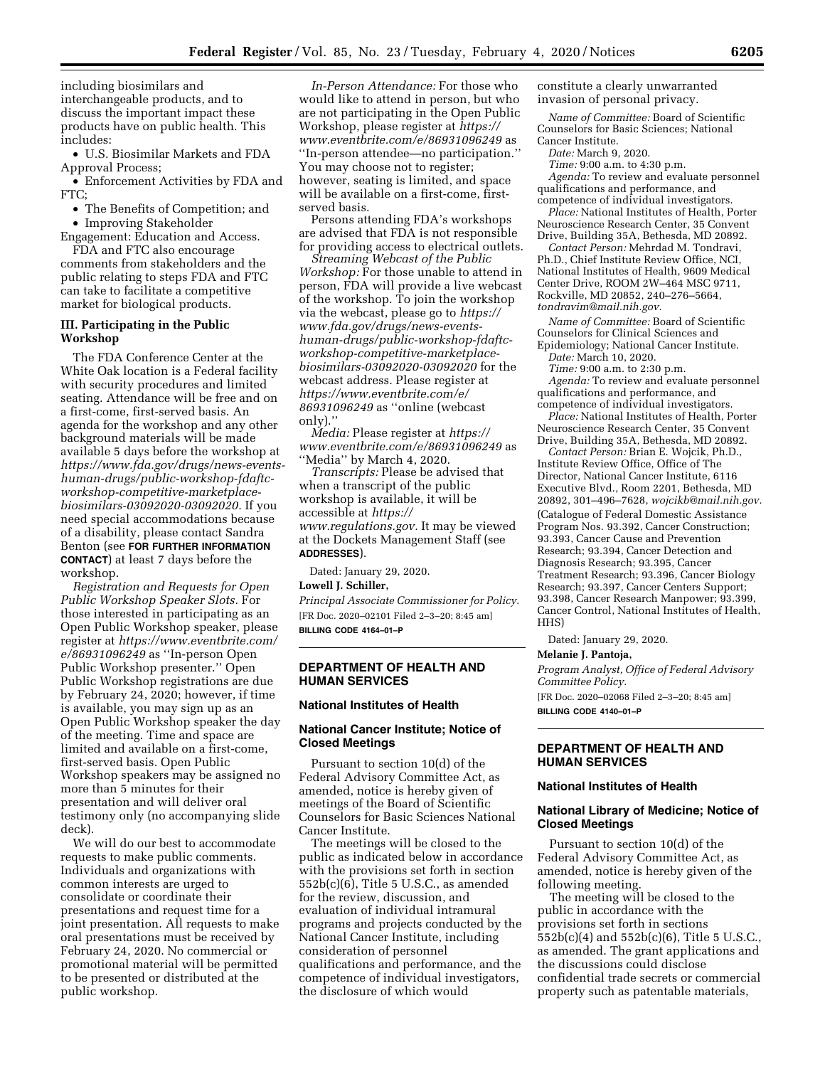including biosimilars and interchangeable products, and to discuss the important impact these products have on public health. This includes:

- U.S. Biosimilar Markets and FDA Approval Process;
- Enforcement Activities by FDA and FTC;
- The Benefits of Competition; and
- Improving Stakeholder Engagement: Education and Access.

FDA and FTC also encourage comments from stakeholders and the public relating to steps FDA and FTC can take to facilitate a competitive market for biological products.

### III. Participating in the Public Workshop

The FDA Conference Center at the White Oak location is a Federal facility with security procedures and limited seating. Attendance will be free and on a first-come, first-served basis. An agenda for the workshop and any other background materials will be made available 5 days before the workshop at *https://www.fda.gov/drugs/news-events-human-drugs/public-workshop-fdaftc-workshop-competitive-marketplace-biosimilars-03092020-03092020.* If you need special accommodations because of a disability, please contact Sandra Benton (see **FOR FURTHER INFORMATION CONTACT**) at least 7 days before the workshop.

*Registration and Requests for Open Public Workshop Speaker Slots.* For those interested in participating as an Open Public Workshop speaker, please register at *https://www.eventbrite.com/e/86931096249* as ''In-person Open Public Workshop presenter.'' Open Public Workshop registrations are due by February 24, 2020; however, if time is available, you may sign up as an Open Public Workshop speaker the day of the meeting. Time and space are limited and available on a first-come, first-served basis. Open Public Workshop speakers may be assigned no more than 5 minutes for their presentation and will deliver oral testimony only (no accompanying slide deck).

We will do our best to accommodate requests to make public comments. Individuals and organizations with common interests are urged to consolidate or coordinate their presentations and request time for a joint presentation. All requests to make oral presentations must be received by February 24, 2020. No commercial or promotional material will be permitted to be presented or distributed at the public workshop.

*In-Person Attendance:* For those who would like to attend in person, but who are not participating in the Open Public Workshop, please register at *https://www.eventbrite.com/e/86931096249* as ''In-person attendee—no participation.'' You may choose not to register; however, seating is limited, and space will be available on a first-come, first-served basis.

Persons attending FDA's workshops are advised that FDA is not responsible for providing access to electrical outlets.

*Streaming Webcast of the Public Workshop:* For those unable to attend in person, FDA will provide a live webcast of the workshop. To join the workshop via the webcast, please go to *https://www.fda.gov/drugs/news-events-human-drugs/public-workshop-fdaftc-workshop-competitive-marketplace-biosimilars-03092020-03092020* for the webcast address. Please register at *https://www.eventbrite.com/e/86931096249* as ''online (webcast only).''

*Media:* Please register at *https://www.eventbrite.com/e/86931096249* as ''Media'' by March 4, 2020.

*Transcripts:* Please be advised that when a transcript of the public workshop is available, it will be accessible at *https://www.regulations.gov.* It may be viewed at the Dockets Management Staff (see **ADDRESSES**).

Dated: January 29, 2020.

**Lowell J. Schiller,**

*Principal Associate Commissioner for Policy.*

[FR Doc. 2020–02101 Filed 2–3–20; 8:45 am]

**BILLING CODE 4164–01–P**

## DEPARTMENT OF HEALTH AND HUMAN SERVICES

### National Institutes of Health

### National Cancer Institute; Notice of Closed Meetings

Pursuant to section 10(d) of the Federal Advisory Committee Act, as amended, notice is hereby given of meetings of the Board of Scientific Counselors for Basic Sciences National Cancer Institute.

The meetings will be closed to the public as indicated below in accordance with the provisions set forth in section 552b(c)(6), Title 5 U.S.C., as amended for the review, discussion, and evaluation of individual intramural programs and projects conducted by the National Cancer Institute, including consideration of personnel qualifications and performance, and the competence of individual investigators, the disclosure of which would constitute a clearly unwarranted invasion of personal privacy.

*Name of Committee:* Board of Scientific Counselors for Basic Sciences; National Cancer Institute.

*Date:* March 9, 2020.

*Time:* 9:00 a.m. to 4:30 p.m.

*Agenda:* To review and evaluate personnel qualifications and performance, and competence of individual investigators.

*Place:* National Institutes of Health, Porter Neuroscience Research Center, 35 Convent Drive, Building 35A, Bethesda, MD 20892.

*Contact Person:* Mehrdad M. Tondravi, Ph.D., Chief Institute Review Office, NCI, National Institutes of Health, 9609 Medical Center Drive, ROOM 2W–464 MSC 9711, Rockville, MD 20852, 240–276–5664, *tondravim@mail.nih.gov.*

*Name of Committee:* Board of Scientific Counselors for Clinical Sciences and Epidemiology; National Cancer Institute.

*Date:* March 10, 2020.

*Time:* 9:00 a.m. to 2:30 p.m.

*Agenda:* To review and evaluate personnel qualifications and performance, and competence of individual investigators.

*Place:* National Institutes of Health, Porter Neuroscience Research Center, 35 Convent Drive, Building 35A, Bethesda, MD 20892.

*Contact Person:* Brian E. Wojcik, Ph.D., Institute Review Office, Office of The Director, National Cancer Institute, 6116 Executive Blvd., Room 2201, Bethesda, MD 20892, 301–496–7628, *wojcikb@mail.nih.gov.*

(Catalogue of Federal Domestic Assistance Program Nos. 93.392, Cancer Construction; 93.393, Cancer Cause and Prevention Research; 93.394, Cancer Detection and Diagnosis Research; 93.395, Cancer Treatment Research; 93.396, Cancer Biology Research; 93.397, Cancer Centers Support; 93.398, Cancer Research Manpower; 93.399, Cancer Control, National Institutes of Health, HHS)

Dated: January 29, 2020.

**Melanie J. Pantoja,**

*Program Analyst, Office of Federal Advisory Committee Policy.*

[FR Doc. 2020–02068 Filed 2–3–20; 8:45 am]

**BILLING CODE 4140–01–P**

## DEPARTMENT OF HEALTH AND HUMAN SERVICES

### National Institutes of Health

### National Library of Medicine; Notice of Closed Meetings

Pursuant to section 10(d) of the Federal Advisory Committee Act, as amended, notice is hereby given of the following meeting.

The meeting will be closed to the public in accordance with the provisions set forth in sections 552b(c)(4) and 552b(c)(6), Title 5 U.S.C., as amended. The grant applications and the discussions could disclose confidential trade secrets or commercial property such as patentable materials,